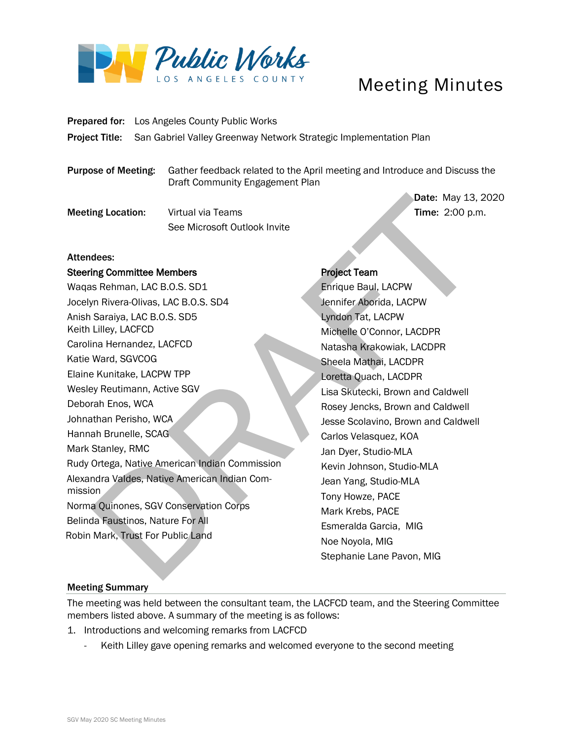Public Works
LOS ANGELES COUNTY

# Meeting Minutes

**Prepared for:** Los Angeles County Public Works

**Project Title:** San Gabriel Valley Greenway Network Strategic Implementation Plan

**Purpose of Meeting:** Gather feedback related to the April meeting and Introduce and Discuss the Draft Community Engagement Plan

**Date:** May 13, 2020

**Time:** 2:00 p.m.

**Meeting Location:** Virtual via Teams
See Microsoft Outlook Invite

**Attendees:**

**Steering Committee Members**

Waqas Rehman, LAC B.O.S. SD1
Jocelyn Rivera-Olivas, LAC B.O.S. SD4
Anish Saraiya, LAC B.O.S. SD5
Keith Lilley, LACFCD
Carolina Hernandez, LACFCD
Katie Ward, SGVCOG
Elaine Kunitake, LACPW TPP
Wesley Reutimann, Active SGV
Deborah Enos, WCA
Johnathan Perisho, WCA
Hannah Brunelle, SCAG
Mark Stanley, RMC
Rudy Ortega, Native American Indian Commission
Alexandra Valdes, Native American Indian Commission
Norma Quinones, SGV Conservation Corps
Belinda Faustinos, Nature For All
Robin Mark, Trust For Public Land

**Project Team**

Enrique Baul, LACPW
Jennifer Aborida, LACPW
Lyndon Tat, LACPW
Michelle O'Connor, LACDPR
Natasha Krakowiak, LACDPR
Sheela Mathai, LACDPR
Loretta Quach, LACDPR
Lisa Skutecki, Brown and Caldwell
Rosey Jencks, Brown and Caldwell
Jesse Scolavino, Brown and Caldwell
Carlos Velasquez, KOA
Jan Dyer, Studio-MLA
Kevin Johnson, Studio-MLA
Jean Yang, Studio-MLA
Tony Howze, PACE
Mark Krebs, PACE
Esmeralda Garcia, MIG
Noe Noyola, MIG
Stephanie Lane Pavon, MIG

**Meeting Summary**

The meeting was held between the consultant team, the LACFCD team, and the Steering Committee members listed above. A summary of the meeting is as follows:

1. Introductions and welcoming remarks from LACFCD
   - Keith Lilley gave opening remarks and welcomed everyone to the second meeting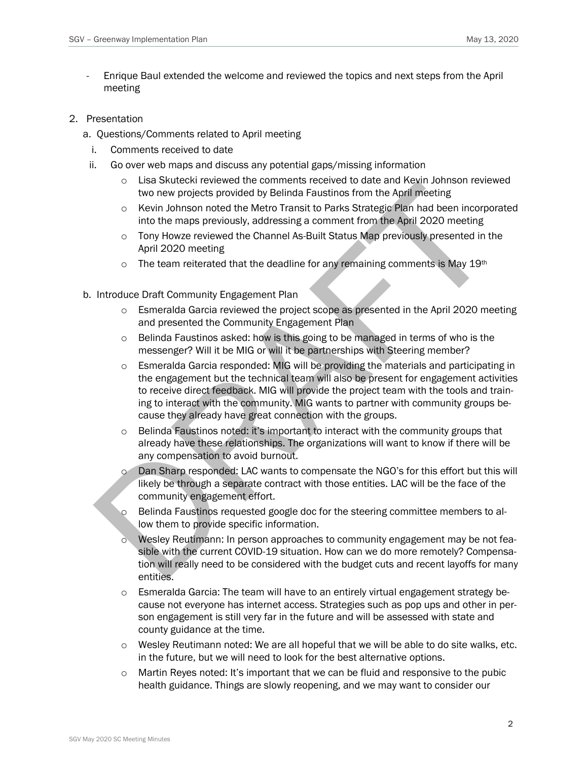- Enrique Baul extended the welcome and reviewed the topics and next steps from the April meeting

2. Presentation
   a. Questions/Comments related to April meeting
      i. Comments received to date
      ii. Go over web maps and discuss any potential gaps/missing information
         - Lisa Skutecki reviewed the comments received to date and Kevin Johnson reviewed two new projects provided by Belinda Faustinos from the April meeting
         - Kevin Johnson noted the Metro Transit to Parks Strategic Plan had been incorporated into the maps previously, addressing a comment from the April 2020 meeting
         - Tony Howze reviewed the Channel As-Built Status Map previously presented in the April 2020 meeting
         - The team reiterated that the deadline for any remaining comments is May 19th

   b. Introduce Draft Community Engagement Plan
      - Esmeralda Garcia reviewed the project scope as presented in the April 2020 meeting and presented the Community Engagement Plan
      - Belinda Faustinos asked: how is this going to be managed in terms of who is the messenger? Will it be MIG or will it be partnerships with Steering member?
      - Esmeralda Garcia responded: MIG will be providing the materials and participating in the engagement but the technical team will also be present for engagement activities to receive direct feedback. MIG will provide the project team with the tools and training to interact with the community. MIG wants to partner with community groups because they already have great connection with the groups.
      - Belinda Faustinos noted: it's important to interact with the community groups that already have these relationships. The organizations will want to know if there will be any compensation to avoid burnout.
      - Dan Sharp responded: LAC wants to compensate the NGO's for this effort but this will likely be through a separate contract with those entities. LAC will be the face of the community engagement effort.
      - Belinda Faustinos requested google doc for the steering committee members to allow them to provide specific information.
      - Wesley Reutimann: In person approaches to community engagement may be not feasible with the current COVID-19 situation. How can we do more remotely? Compensation will really need to be considered with the budget cuts and recent layoffs for many entities.
      - Esmeralda Garcia: The team will have to an entirely virtual engagement strategy because not everyone has internet access. Strategies such as pop ups and other in person engagement is still very far in the future and will be assessed with state and county guidance at the time.
      - Wesley Reutimann noted: We are all hopeful that we will be able to do site walks, etc. in the future, but we will need to look for the best alternative options.
      - Martin Reyes noted: It's important that we can be fluid and responsive to the pubic health guidance. Things are slowly reopening, and we may want to consider our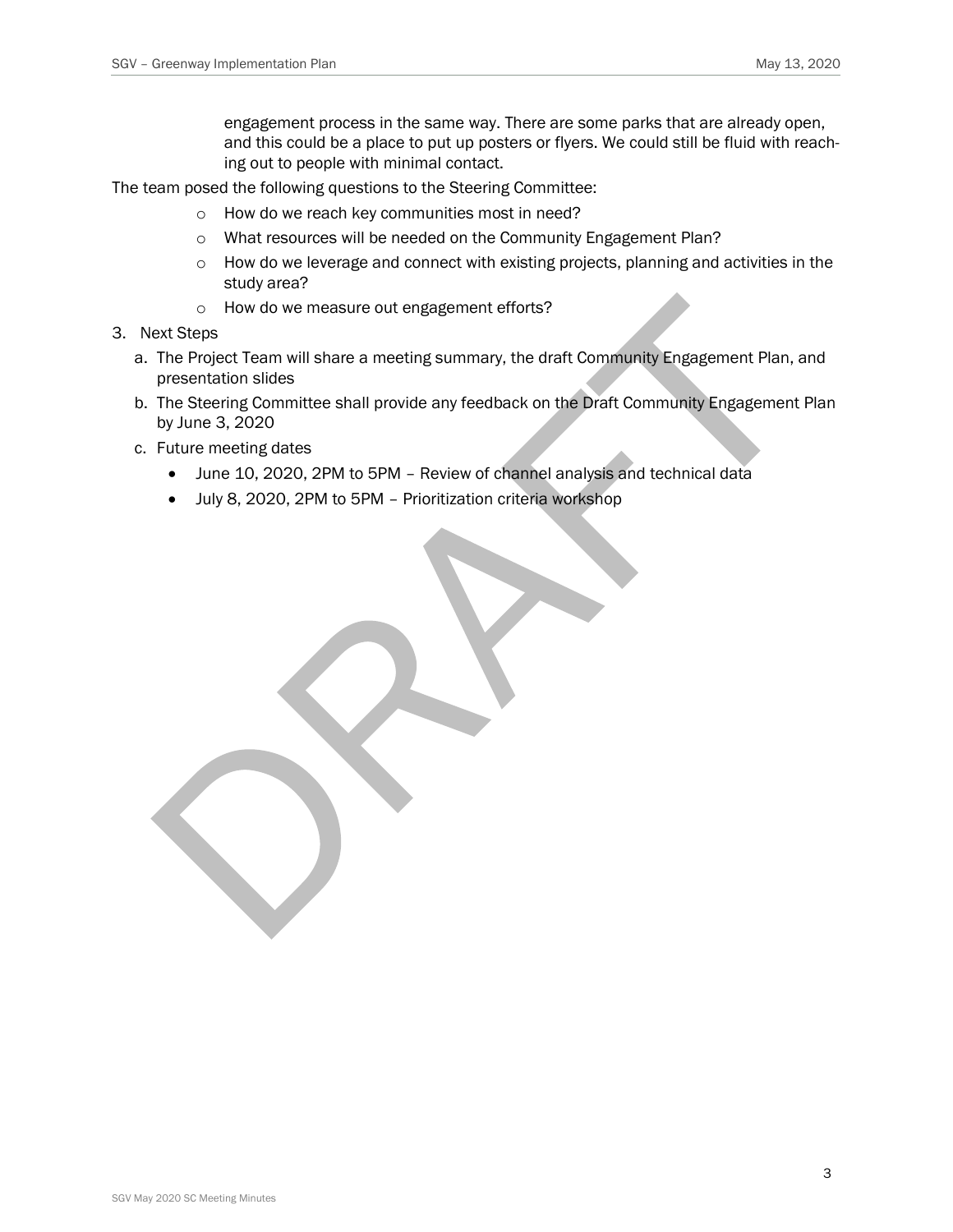engagement process in the same way. There are some parks that are already open, and this could be a place to put up posters or flyers. We could still be fluid with reaching out to people with minimal contact.

The team posed the following questions to the Steering Committee:

- How do we reach key communities most in need?
- What resources will be needed on the Community Engagement Plan?
- How do we leverage and connect with existing projects, planning and activities in the study area?
- How do we measure out engagement efforts?

3. Next Steps
   a. The Project Team will share a meeting summary, the draft Community Engagement Plan, and presentation slides
   b. The Steering Committee shall provide any feedback on the Draft Community Engagement Plan by June 3, 2020
   c. Future meeting dates
      - June 10, 2020, 2PM to 5PM – Review of channel analysis and technical data
      - July 8, 2020, 2PM to 5PM – Prioritization criteria workshop

DRAFT